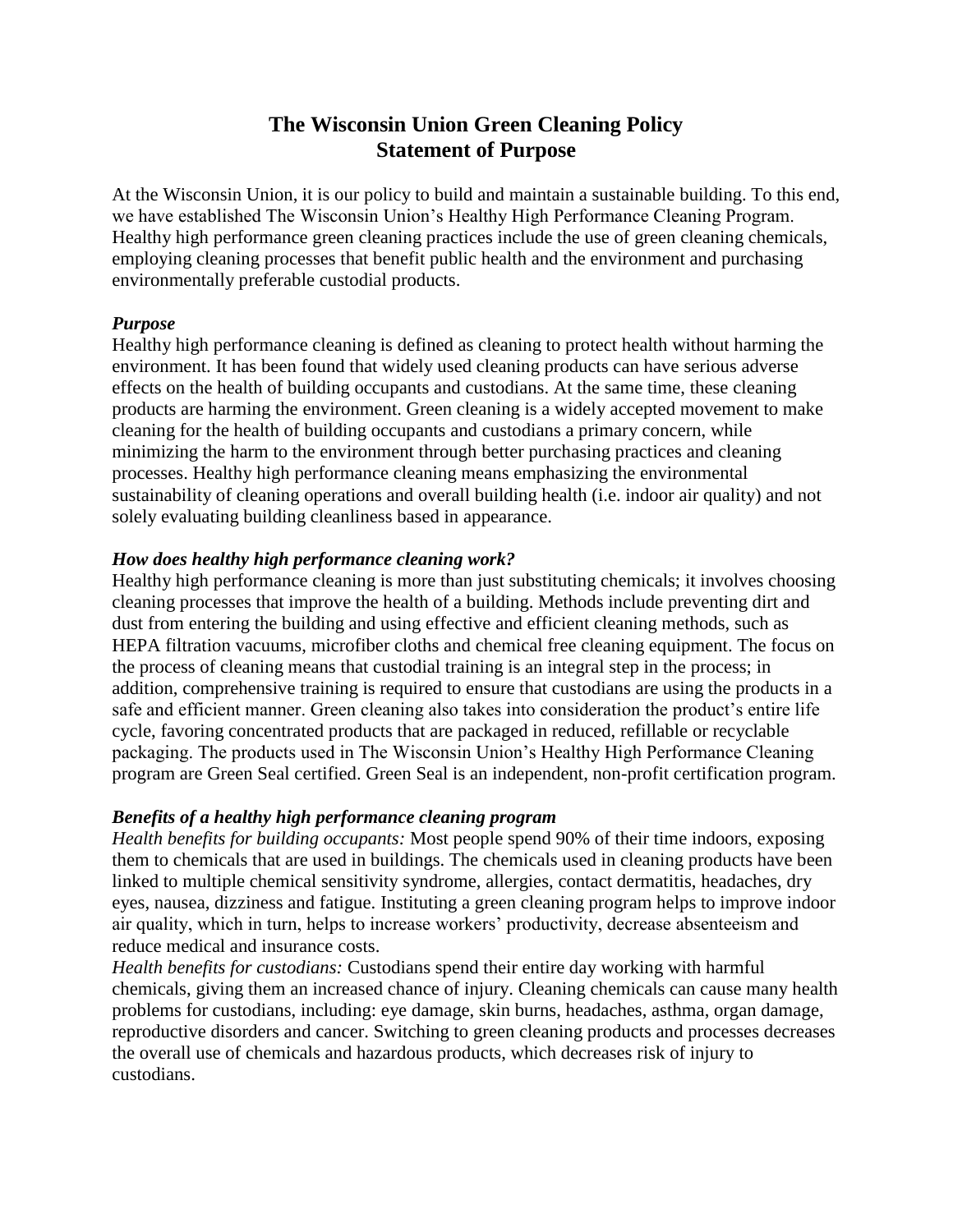# The Wisconsin Union Green Cleaning Policy
# Statement of Purpose

At the Wisconsin Union, it is our policy to build and maintain a sustainable building. To this end, we have established The Wisconsin Union's Healthy High Performance Cleaning Program. Healthy high performance green cleaning practices include the use of green cleaning chemicals, employing cleaning processes that benefit public health and the environment and purchasing environmentally preferable custodial products.

### *Purpose*

Healthy high performance cleaning is defined as cleaning to protect health without harming the environment. It has been found that widely used cleaning products can have serious adverse effects on the health of building occupants and custodians. At the same time, these cleaning products are harming the environment. Green cleaning is a widely accepted movement to make cleaning for the health of building occupants and custodians a primary concern, while minimizing the harm to the environment through better purchasing practices and cleaning processes. Healthy high performance cleaning means emphasizing the environmental sustainability of cleaning operations and overall building health (i.e. indoor air quality) and not solely evaluating building cleanliness based in appearance.

### *How does healthy high performance cleaning work?*

Healthy high performance cleaning is more than just substituting chemicals; it involves choosing cleaning processes that improve the health of a building. Methods include preventing dirt and dust from entering the building and using effective and efficient cleaning methods, such as HEPA filtration vacuums, microfiber cloths and chemical free cleaning equipment. The focus on the process of cleaning means that custodial training is an integral step in the process; in addition, comprehensive training is required to ensure that custodians are using the products in a safe and efficient manner. Green cleaning also takes into consideration the product's entire life cycle, favoring concentrated products that are packaged in reduced, refillable or recyclable packaging. The products used in The Wisconsin Union's Healthy High Performance Cleaning program are Green Seal certified. Green Seal is an independent, non-profit certification program.

### *Benefits of a healthy high performance cleaning program*

*Health benefits for building occupants:* Most people spend 90% of their time indoors, exposing them to chemicals that are used in buildings. The chemicals used in cleaning products have been linked to multiple chemical sensitivity syndrome, allergies, contact dermatitis, headaches, dry eyes, nausea, dizziness and fatigue. Instituting a green cleaning program helps to improve indoor air quality, which in turn, helps to increase workers' productivity, decrease absenteeism and reduce medical and insurance costs.

*Health benefits for custodians:* Custodians spend their entire day working with harmful chemicals, giving them an increased chance of injury. Cleaning chemicals can cause many health problems for custodians, including: eye damage, skin burns, headaches, asthma, organ damage, reproductive disorders and cancer. Switching to green cleaning products and processes decreases the overall use of chemicals and hazardous products, which decreases risk of injury to custodians.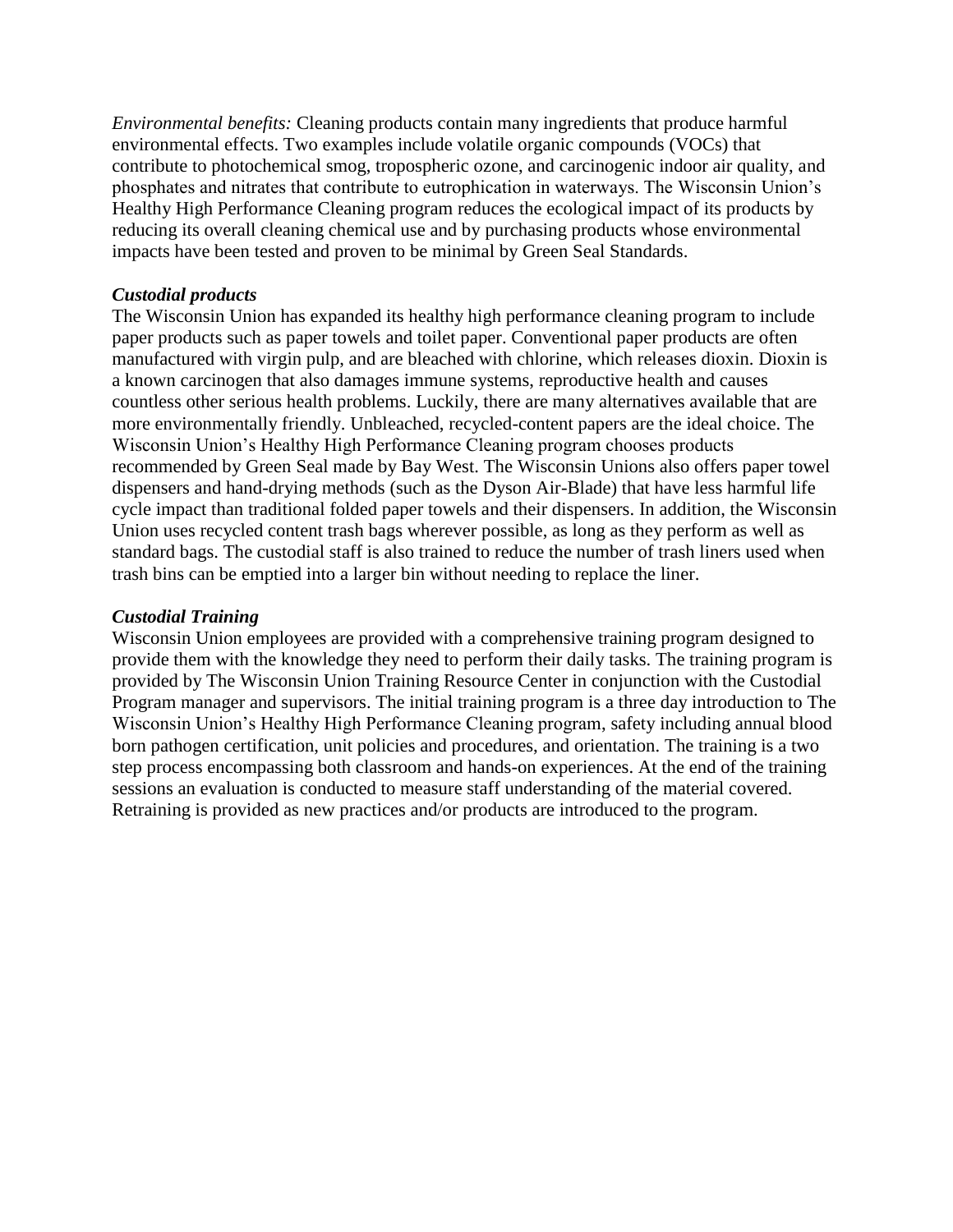*Environmental benefits:* Cleaning products contain many ingredients that produce harmful environmental effects. Two examples include volatile organic compounds (VOCs) that contribute to photochemical smog, tropospheric ozone, and carcinogenic indoor air quality, and phosphates and nitrates that contribute to eutrophication in waterways. The Wisconsin Union's Healthy High Performance Cleaning program reduces the ecological impact of its products by reducing its overall cleaning chemical use and by purchasing products whose environmental impacts have been tested and proven to be minimal by Green Seal Standards.

***Custodial products***

The Wisconsin Union has expanded its healthy high performance cleaning program to include paper products such as paper towels and toilet paper. Conventional paper products are often manufactured with virgin pulp, and are bleached with chlorine, which releases dioxin. Dioxin is a known carcinogen that also damages immune systems, reproductive health and causes countless other serious health problems. Luckily, there are many alternatives available that are more environmentally friendly. Unbleached, recycled-content papers are the ideal choice. The Wisconsin Union's Healthy High Performance Cleaning program chooses products recommended by Green Seal made by Bay West. The Wisconsin Unions also offers paper towel dispensers and hand-drying methods (such as the Dyson Air-Blade) that have less harmful life cycle impact than traditional folded paper towels and their dispensers. In addition, the Wisconsin Union uses recycled content trash bags wherever possible, as long as they perform as well as standard bags. The custodial staff is also trained to reduce the number of trash liners used when trash bins can be emptied into a larger bin without needing to replace the liner.

***Custodial Training***

Wisconsin Union employees are provided with a comprehensive training program designed to provide them with the knowledge they need to perform their daily tasks. The training program is provided by The Wisconsin Union Training Resource Center in conjunction with the Custodial Program manager and supervisors. The initial training program is a three day introduction to The Wisconsin Union's Healthy High Performance Cleaning program, safety including annual blood born pathogen certification, unit policies and procedures, and orientation. The training is a two step process encompassing both classroom and hands-on experiences. At the end of the training sessions an evaluation is conducted to measure staff understanding of the material covered. Retraining is provided as new practices and/or products are introduced to the program.